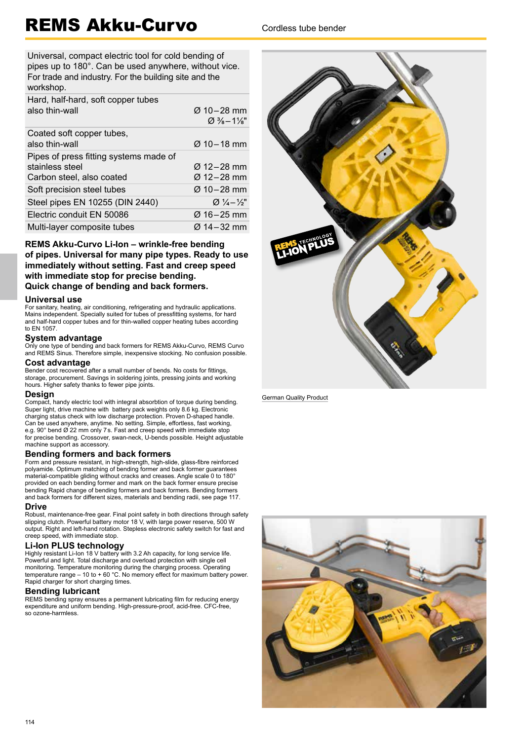# REMS Akku-Curvo

Cordless tube bender

| Universal, compact electric tool for cold bending of pipes up to 180°. Can be used anywhere, without vice. For trade and industry. For the building site and the workshop. | |
|---|---|
| Hard, half-hard, soft copper tubes also thin-wall | Ø 10–28 mm Ø ⅜–1⅛" |
| Coated soft copper tubes, also thin-wall | Ø 10–18 mm |
| Pipes of press fitting systems made of stainless steel | Ø 12–28 mm |
| Carbon steel, also coated | Ø 12–28 mm |
| Soft precision steel tubes | Ø 10–28 mm |
| Steel pipes EN 10255 (DIN 2440) | Ø ¼–½" |
| Electric conduit EN 50086 | Ø 16–25 mm |
| Multi-layer composite tubes | Ø 14–32 mm |

**REMS Akku-Curvo Li-Ion – wrinkle-free bending of pipes. Universal for many pipe types. Ready to use immediately without setting. Fast and creep speed with immediate stop for precise bending. Quick change of bending and back formers.**

### Universal use
For sanitary, heating, air conditioning, refrigerating and hydraulic applications. Mains independent. Specially suited for tubes of pressfitting systems, for hard and half-hard copper tubes and for thin-walled copper heating tubes according to EN 1057.

### System advantage
Only one type of bending and back formers for REMS Akku-Curvo, REMS Curvo and REMS Sinus. Therefore simple, inexpensive stocking. No confusion possible.

### Cost advantage
Bender cost recovered after a small number of bends. No costs for fittings, storage, procurement. Savings in soldering joints, pressing joints and working hours. Higher safety thanks to fewer pipe joints.

### Design
Compact, handy electric tool with integral absorbtion of torque during bending. Super light, drive machine with battery pack weights only 8.6 kg. Electronic charging status check with low discharge protection. Proven D-shaped handle. Can be used anywhere, anytime. No setting. Simple, effortless, fast working, e.g. 90° bend Ø 22 mm only 7 s. Fast and creep speed with immediate stop for precise bending. Crossover, swan-neck, U-bends possible. Height adjustable machine support as accessory.

### Bending formers and back formers
Form and pressure resistant, in high-strength, high-slide, glass-fibre reinforced polyamide. Optimum matching of bending former and back former guarantees material-compatible gliding without cracks and creases. Angle scale 0 to 180° provided on each bending former and mark on the back former ensure precise bending Rapid change of bending formers and back formers. Bending formers and back formers for different sizes, materials and bending radii, see page 117.

### Drive
Robust, maintenance-free gear. Final point safety in both directions through safety slipping clutch. Powerful battery motor 18 V, with large power reserve, 500 W output. Right and left-hand rotation. Stepless electronic safety switch for fast and creep speed, with immediate stop.

### Li-Ion PLUS technology
Highly resistant Li-Ion 18 V battery with 3.2 Ah capacity, for long service life. Powerful and light. Total discharge and overload protection with single cell monitoring. Temperature monitoring during the charging process. Operating temperature range – 10 to + 60 °C. No memory effect for maximum battery power. Rapid charger for short charging times.

### Bending lubricant
REMS bending spray ensures a permanent lubricating film for reducing energy expenditure and uniform bending. High-pressure-proof, acid-free. CFC-free, so ozone-harmless.

German Quality Product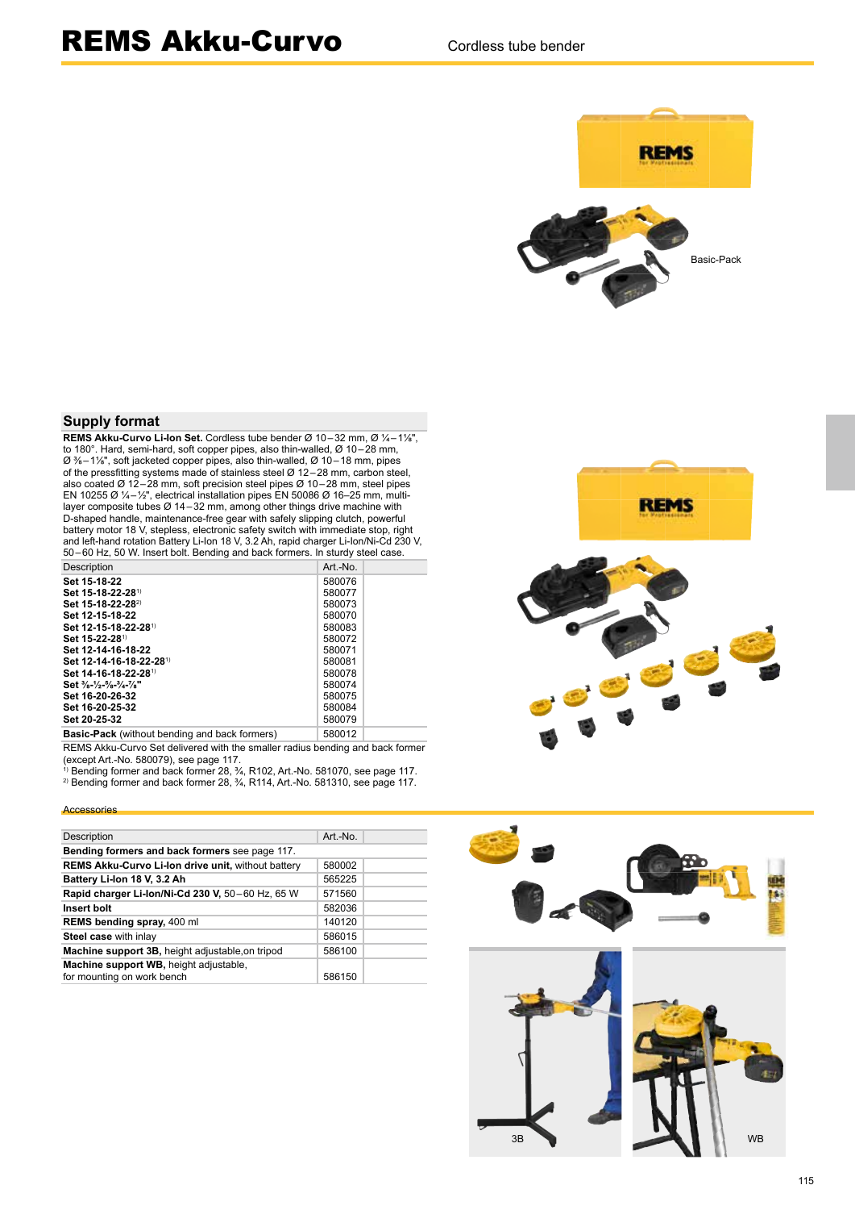# REMS Akku-Curvo

Cordless tube bender

Basic-Pack

## Supply format

**REMS Akku-Curvo Li-Ion Set.** Cordless tube bender Ø 10 – 32 mm, Ø ¼ – 1⅛", to 180°. Hard, semi-hard, soft copper pipes, also thin-walled, Ø 10 – 28 mm, Ø ⅜ – 1⅛", soft jacketed copper pipes, also thin-walled, Ø 10 – 18 mm, pipes of the pressfitting systems made of stainless steel Ø 12 – 28 mm, carbon steel, also coated Ø 12 – 28 mm, soft precision steel pipes Ø 10 – 28 mm, steel pipes EN 10255 Ø ¼ – ½", electrical installation pipes EN 50086 Ø 16 – 25 mm, multilayer composite tubes Ø 14 – 32 mm, among other things drive machine with D-shaped handle, maintenance-free gear with safely slipping clutch, powerful battery motor 18 V, stepless, electronic safety switch with immediate stop, right and left-hand rotation Battery Li-Ion 18 V, 3.2 Ah, rapid charger Li-Ion/Ni-Cd 230 V, 50 – 60 Hz, 50 W. Insert bolt. Bending and back formers. In sturdy steel case.

| Description | Art.-No. | |
|---|---|---|
| **Set 15-18-22** | 580076 | |
| **Set 15-18-22-28**[1] | 580077 | |
| **Set 15-18-22-28**[2] | 580073 | |
| **Set 12-15-18-22** | 580070 | |
| **Set 12-15-18-22-28**[1] | 580083 | |
| **Set 15-22-28**[1] | 580072 | |
| **Set 12-14-16-18-22** | 580071 | |
| **Set 12-14-16-18-22-28**[1] | 580081 | |
| **Set 14-16-18-22-28**[1] | 580078 | |
| **Set ⅜-½-⅝-¾-⅞"** | 580074 | |
| **Set 16-20-26-32** | 580075 | |
| **Set 16-20-25-32** | 580084 | |
| **Set 20-25-32** | 580079 | |
| **Basic-Pack** (without bending and back formers) | 580012 | |

REMS Akku-Curvo Set delivered with the smaller radius bending and back former (except Art.-No. 580079), see page 117.

[1] Bending former and back former 28, ¾, R102, Art.-No. 581070, see page 117.

[2] Bending former and back former 28, ¾, R114, Art.-No. 581310, see page 117.

## Accessories

| Description | Art.-No. | |
|---|---|---|
| **Bending formers and back formers** see page 117. | | |
| **REMS Akku-Curvo Li-Ion drive unit,** without battery | 580002 | |
| **Battery Li-Ion 18 V, 3.2 Ah** | 565225 | |
| **Rapid charger Li-Ion/Ni-Cd 230 V,** 50 – 60 Hz, 65 W | 571560 | |
| **Insert bolt** | 582036 | |
| **REMS bending spray,** 400 ml | 140120 | |
| **Steel case** with inlay | 586015 | |
| **Machine support 3B,** height adjustable,on tripod | 586100 | |
| **Machine support WB,** height adjustable, for mounting on work bench | 586150 | |

3B

WB